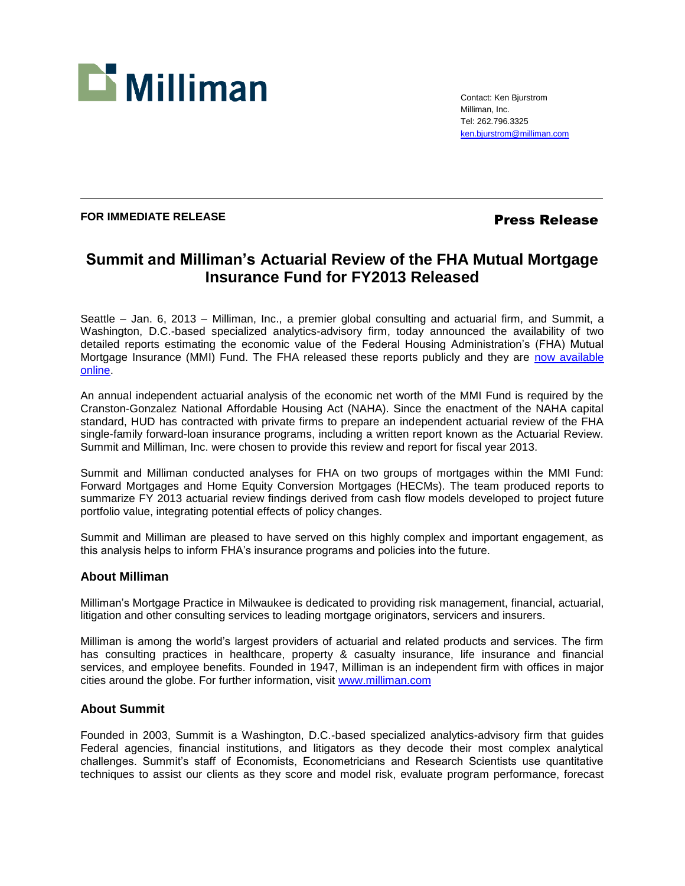Milliman

Contact: Ken Bjurstrom
Milliman, Inc.
Tel: 262.796.3325
ken.bjurstrom@milliman.com

**FOR IMMEDIATE RELEASE**

**Press Release**

# Summit and Milliman's Actuarial Review of the FHA Mutual Mortgage Insurance Fund for FY2013 Released

Seattle – Jan. 6, 2013 – Milliman, Inc., a premier global consulting and actuarial firm, and Summit, a Washington, D.C.-based specialized analytics-advisory firm, today announced the availability of two detailed reports estimating the economic value of the Federal Housing Administration's (FHA) Mutual Mortgage Insurance (MMI) Fund. The FHA released these reports publicly and they are now available online.

An annual independent actuarial analysis of the economic net worth of the MMI Fund is required by the Cranston-Gonzalez National Affordable Housing Act (NAHA). Since the enactment of the NAHA capital standard, HUD has contracted with private firms to prepare an independent actuarial review of the FHA single-family forward-loan insurance programs, including a written report known as the Actuarial Review. Summit and Milliman, Inc. were chosen to provide this review and report for fiscal year 2013.

Summit and Milliman conducted analyses for FHA on two groups of mortgages within the MMI Fund: Forward Mortgages and Home Equity Conversion Mortgages (HECMs). The team produced reports to summarize FY 2013 actuarial review findings derived from cash flow models developed to project future portfolio value, integrating potential effects of policy changes.

Summit and Milliman are pleased to have served on this highly complex and important engagement, as this analysis helps to inform FHA's insurance programs and policies into the future.

### About Milliman

Milliman's Mortgage Practice in Milwaukee is dedicated to providing risk management, financial, actuarial, litigation and other consulting services to leading mortgage originators, servicers and insurers.

Milliman is among the world's largest providers of actuarial and related products and services. The firm has consulting practices in healthcare, property & casualty insurance, life insurance and financial services, and employee benefits. Founded in 1947, Milliman is an independent firm with offices in major cities around the globe. For further information, visit www.milliman.com

### About Summit

Founded in 2003, Summit is a Washington, D.C.-based specialized analytics-advisory firm that guides Federal agencies, financial institutions, and litigators as they decode their most complex analytical challenges. Summit's staff of Economists, Econometricians and Research Scientists use quantitative techniques to assist our clients as they score and model risk, evaluate program performance, forecast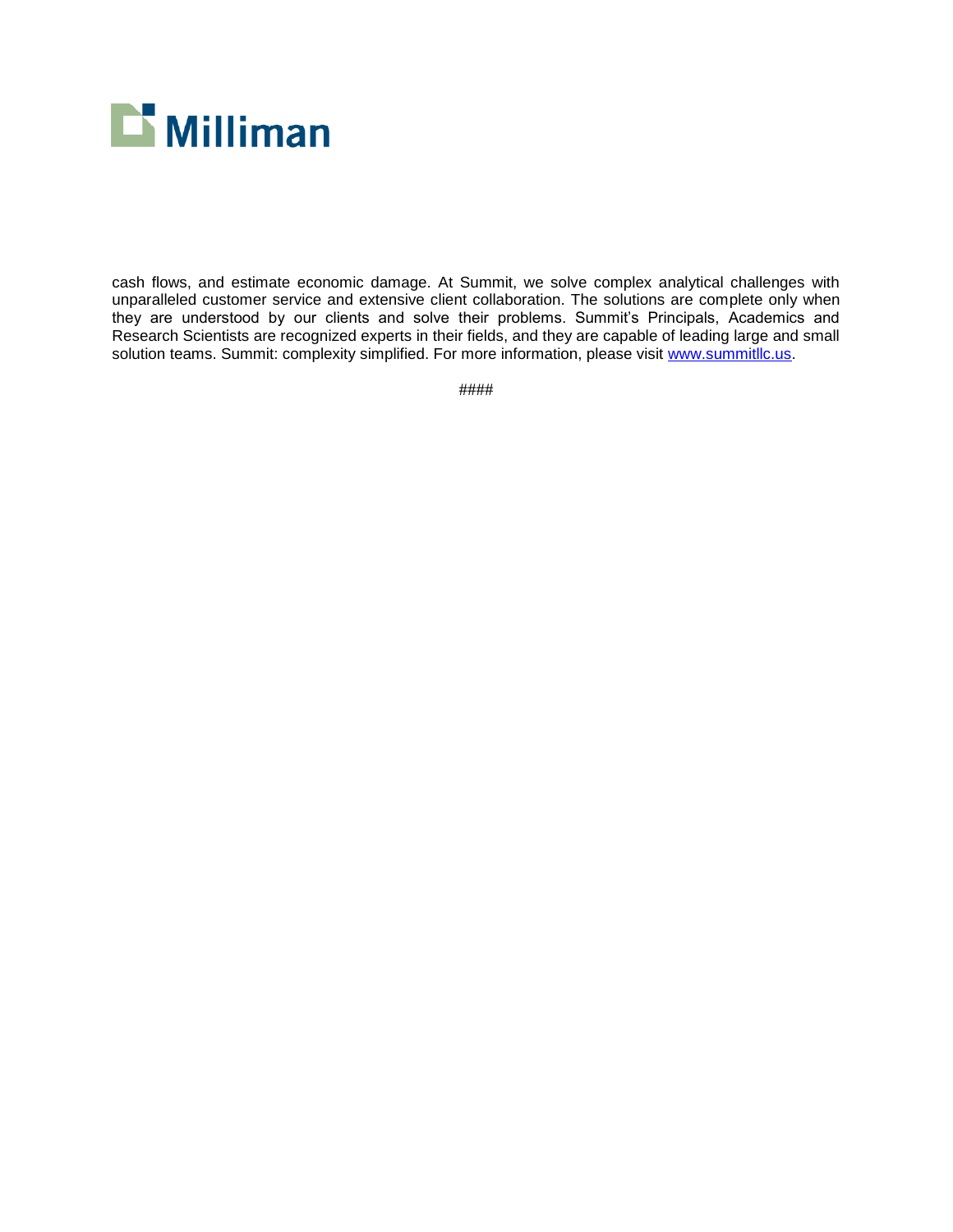cash flows, and estimate economic damage. At Summit, we solve complex analytical challenges with unparalleled customer service and extensive client collaboration. The solutions are complete only when they are understood by our clients and solve their problems. Summit's Principals, Academics and Research Scientists are recognized experts in their fields, and they are capable of leading large and small solution teams. Summit: complexity simplified. For more information, please visit [www.summitllc.us](http://www.summitllc.us).

####